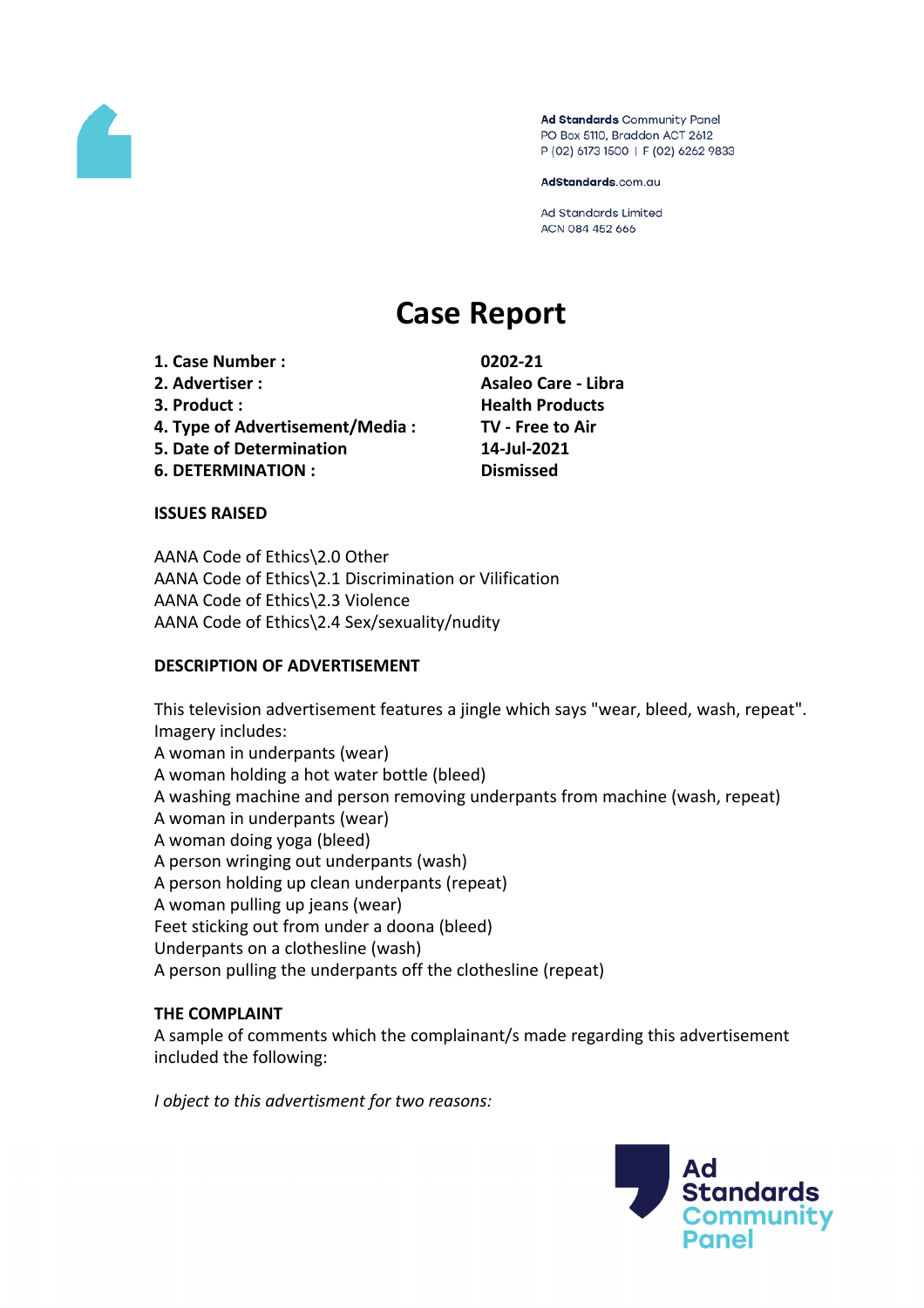Ad Standards Community Panel
PO Box 5110, Braddon ACT 2612
P (02) 6173 1500 | F (02) 6262 9833

AdStandards.com.au

Ad Standards Limited
ACN 084 452 666

# Case Report

| | |
|---|---|
| **1. Case Number :** | **0202-21** |
| **2. Advertiser :** | **Asaleo Care - Libra** |
| **3. Product :** | **Health Products** |
| **4. Type of Advertisement/Media :** | **TV - Free to Air** |
| **5. Date of Determination** | **14-Jul-2021** |
| **6. DETERMINATION :** | **Dismissed** |

**ISSUES RAISED**

AANA Code of Ethics\2.0 Other
AANA Code of Ethics\2.1 Discrimination or Vilification
AANA Code of Ethics\2.3 Violence
AANA Code of Ethics\2.4 Sex/sexuality/nudity

**DESCRIPTION OF ADVERTISEMENT**

This television advertisement features a jingle which says "wear, bleed, wash, repeat".
Imagery includes:
A woman in underpants (wear)
A woman holding a hot water bottle (bleed)
A washing machine and person removing underpants from machine (wash, repeat)
A woman in underpants (wear)
A woman doing yoga (bleed)
A person wringing out underpants (wash)
A person holding up clean underpants (repeat)
A woman pulling up jeans (wear)
Feet sticking out from under a doona (bleed)
Underpants on a clothesline (wash)
A person pulling the underpants off the clothesline (repeat)

**THE COMPLAINT**
A sample of comments which the complainant/s made regarding this advertisement included the following:

*I object to this advertisment for two reasons:*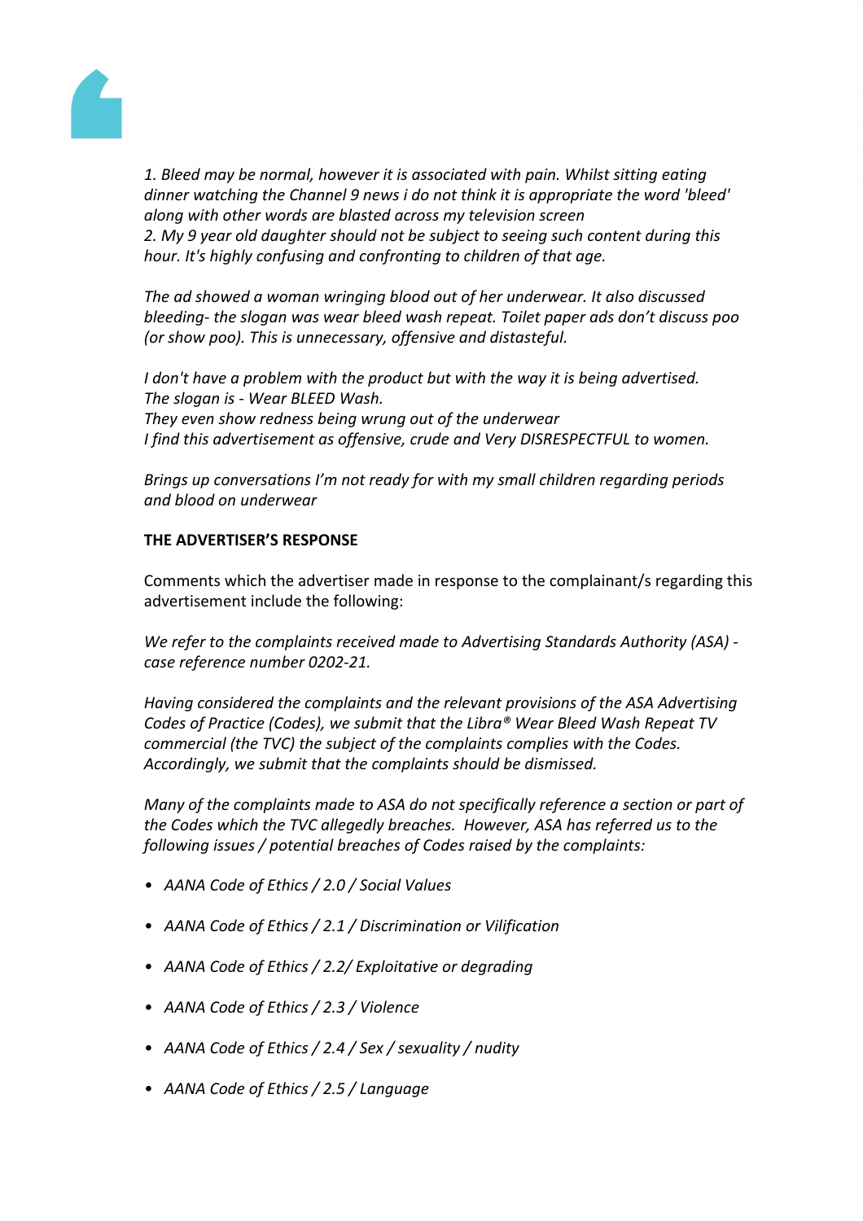*1. Bleed may be normal, however it is associated with pain. Whilst sitting eating dinner watching the Channel 9 news i do not think it is appropriate the word 'bleed' along with other words are blasted across my television screen*
*2. My 9 year old daughter should not be subject to seeing such content during this hour. It's highly confusing and confronting to children of that age.*

*The ad showed a woman wringing blood out of her underwear. It also discussed bleeding- the slogan was wear bleed wash repeat. Toilet paper ads don't discuss poo (or show poo). This is unnecessary, offensive and distasteful.*

*I don't have a problem with the product but with the way it is being advertised.*
*The slogan is - Wear BLEED Wash.*
*They even show redness being wrung out of the underwear*
*I find this advertisement as offensive, crude and Very DISRESPECTFUL to women.*

*Brings up conversations I'm not ready for with my small children regarding periods and blood on underwear*

**THE ADVERTISER'S RESPONSE**

Comments which the advertiser made in response to the complainant/s regarding this advertisement include the following:

*We refer to the complaints received made to Advertising Standards Authority (ASA) - case reference number 0202-21.*

*Having considered the complaints and the relevant provisions of the ASA Advertising Codes of Practice (Codes), we submit that the Libra® Wear Bleed Wash Repeat TV commercial (the TVC) the subject of the complaints complies with the Codes. Accordingly, we submit that the complaints should be dismissed.*

*Many of the complaints made to ASA do not specifically reference a section or part of the Codes which the TVC allegedly breaches. However, ASA has referred us to the following issues / potential breaches of Codes raised by the complaints:*

- *AANA Code of Ethics / 2.0 / Social Values*
- *AANA Code of Ethics / 2.1 / Discrimination or Vilification*
- *AANA Code of Ethics / 2.2/ Exploitative or degrading*
- *AANA Code of Ethics / 2.3 / Violence*
- *AANA Code of Ethics / 2.4 / Sex / sexuality / nudity*
- *AANA Code of Ethics / 2.5 / Language*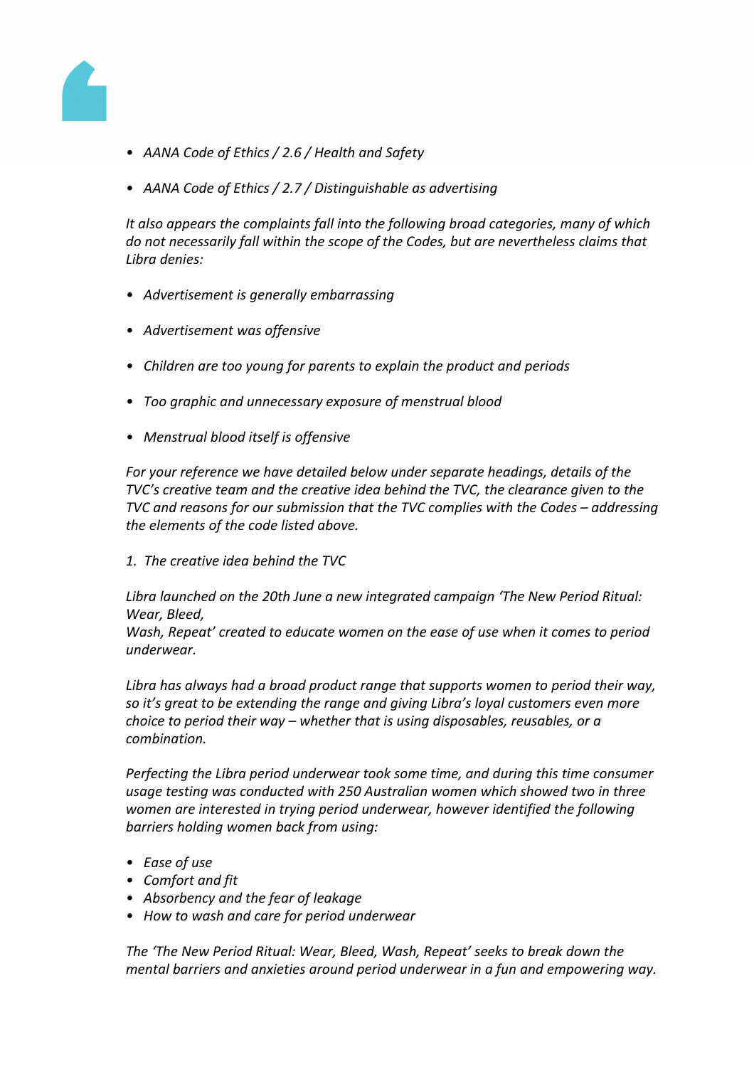- *AANA Code of Ethics / 2.6 / Health and Safety*
- *AANA Code of Ethics / 2.7 / Distinguishable as advertising*

*It also appears the complaints fall into the following broad categories, many of which do not necessarily fall within the scope of the Codes, but are nevertheless claims that Libra denies:*

- *Advertisement is generally embarrassing*
- *Advertisement was offensive*
- *Children are too young for parents to explain the product and periods*
- *Too graphic and unnecessary exposure of menstrual blood*
- *Menstrual blood itself is offensive*

*For your reference we have detailed below under separate headings, details of the TVC's creative team and the creative idea behind the TVC, the clearance given to the TVC and reasons for our submission that the TVC complies with the Codes – addressing the elements of the code listed above.*

*1. The creative idea behind the TVC*

*Libra launched on the 20th June a new integrated campaign 'The New Period Ritual: Wear, Bleed,*
*Wash, Repeat' created to educate women on the ease of use when it comes to period underwear.*

*Libra has always had a broad product range that supports women to period their way, so it's great to be extending the range and giving Libra's loyal customers even more choice to period their way – whether that is using disposables, reusables, or a combination.*

*Perfecting the Libra period underwear took some time, and during this time consumer usage testing was conducted with 250 Australian women which showed two in three women are interested in trying period underwear, however identified the following barriers holding women back from using:*

- *Ease of use*
- *Comfort and fit*
- *Absorbency and the fear of leakage*
- *How to wash and care for period underwear*

*The 'The New Period Ritual: Wear, Bleed, Wash, Repeat' seeks to break down the mental barriers and anxieties around period underwear in a fun and empowering way.*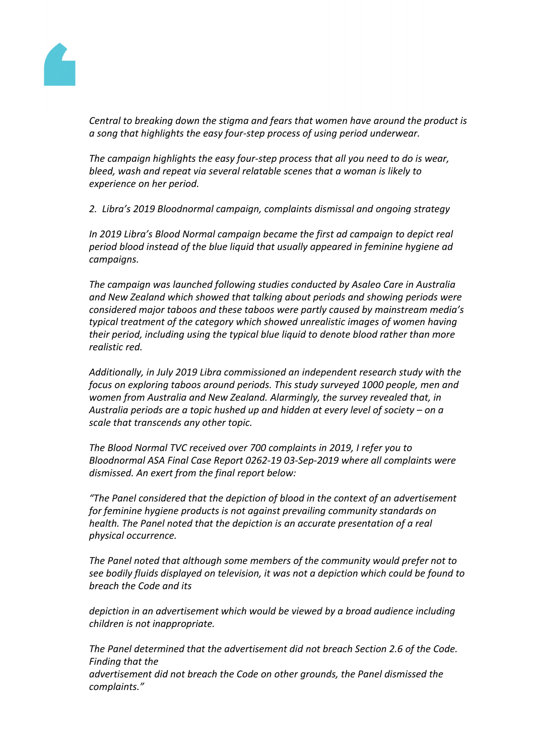*Central to breaking down the stigma and fears that women have around the product is a song that highlights the easy four-step process of using period underwear.*

*The campaign highlights the easy four-step process that all you need to do is wear, bleed, wash and repeat via several relatable scenes that a woman is likely to experience on her period.*

*2. Libra's 2019 Bloodnormal campaign, complaints dismissal and ongoing strategy*

*In 2019 Libra's Blood Normal campaign became the first ad campaign to depict real period blood instead of the blue liquid that usually appeared in feminine hygiene ad campaigns.*

*The campaign was launched following studies conducted by Asaleo Care in Australia and New Zealand which showed that talking about periods and showing periods were considered major taboos and these taboos were partly caused by mainstream media's typical treatment of the category which showed unrealistic images of women having their period, including using the typical blue liquid to denote blood rather than more realistic red.*

*Additionally, in July 2019 Libra commissioned an independent research study with the focus on exploring taboos around periods. This study surveyed 1000 people, men and women from Australia and New Zealand. Alarmingly, the survey revealed that, in Australia periods are a topic hushed up and hidden at every level of society – on a scale that transcends any other topic.*

*The Blood Normal TVC received over 700 complaints in 2019, I refer you to Bloodnormal ASA Final Case Report 0262-19 03-Sep-2019 where all complaints were dismissed. An exert from the final report below:*

*"The Panel considered that the depiction of blood in the context of an advertisement for feminine hygiene products is not against prevailing community standards on health. The Panel noted that the depiction is an accurate presentation of a real physical occurrence.*

*The Panel noted that although some members of the community would prefer not to see bodily fluids displayed on television, it was not a depiction which could be found to breach the Code and its*

*depiction in an advertisement which would be viewed by a broad audience including children is not inappropriate.*

*The Panel determined that the advertisement did not breach Section 2.6 of the Code. Finding that the advertisement did not breach the Code on other grounds, the Panel dismissed the complaints."*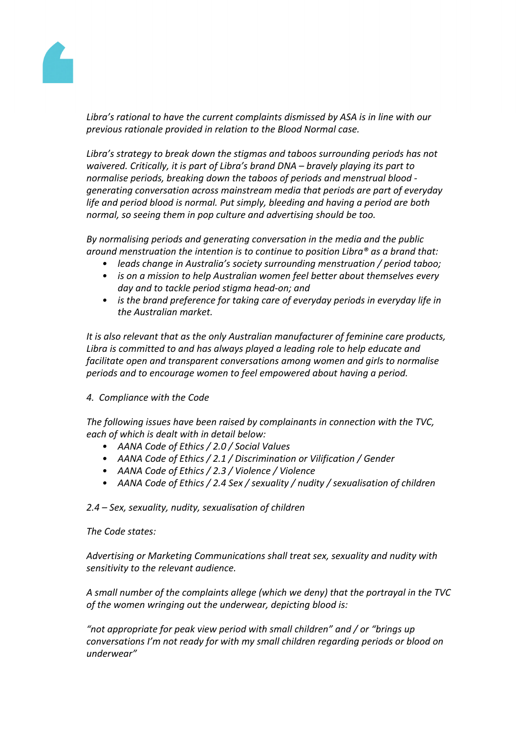*Libra's rational to have the current complaints dismissed by ASA is in line with our previous rationale provided in relation to the Blood Normal case.*

*Libra's strategy to break down the stigmas and taboos surrounding periods has not waivered. Critically, it is part of Libra's brand DNA – bravely playing its part to normalise periods, breaking down the taboos of periods and menstrual blood - generating conversation across mainstream media that periods are part of everyday life and period blood is normal. Put simply, bleeding and having a period are both normal, so seeing them in pop culture and advertising should be too.*

*By normalising periods and generating conversation in the media and the public around menstruation the intention is to continue to position Libra® as a brand that:*

- *leads change in Australia's society surrounding menstruation / period taboo;*
- *is on a mission to help Australian women feel better about themselves every day and to tackle period stigma head-on; and*
- *is the brand preference for taking care of everyday periods in everyday life in the Australian market.*

*It is also relevant that as the only Australian manufacturer of feminine care products, Libra is committed to and has always played a leading role to help educate and facilitate open and transparent conversations among women and girls to normalise periods and to encourage women to feel empowered about having a period.*

*4. Compliance with the Code*

*The following issues have been raised by complainants in connection with the TVC, each of which is dealt with in detail below:*

- *AANA Code of Ethics / 2.0 / Social Values*
- *AANA Code of Ethics / 2.1 / Discrimination or Vilification / Gender*
- *AANA Code of Ethics / 2.3 / Violence / Violence*
- *AANA Code of Ethics / 2.4 Sex / sexuality / nudity / sexualisation of children*

*2.4 – Sex, sexuality, nudity, sexualisation of children*

*The Code states:*

*Advertising or Marketing Communications shall treat sex, sexuality and nudity with sensitivity to the relevant audience.*

*A small number of the complaints allege (which we deny) that the portrayal in the TVC of the women wringing out the underwear, depicting blood is:*

*"not appropriate for peak view period with small children" and / or "brings up conversations I'm not ready for with my small children regarding periods or blood on underwear"*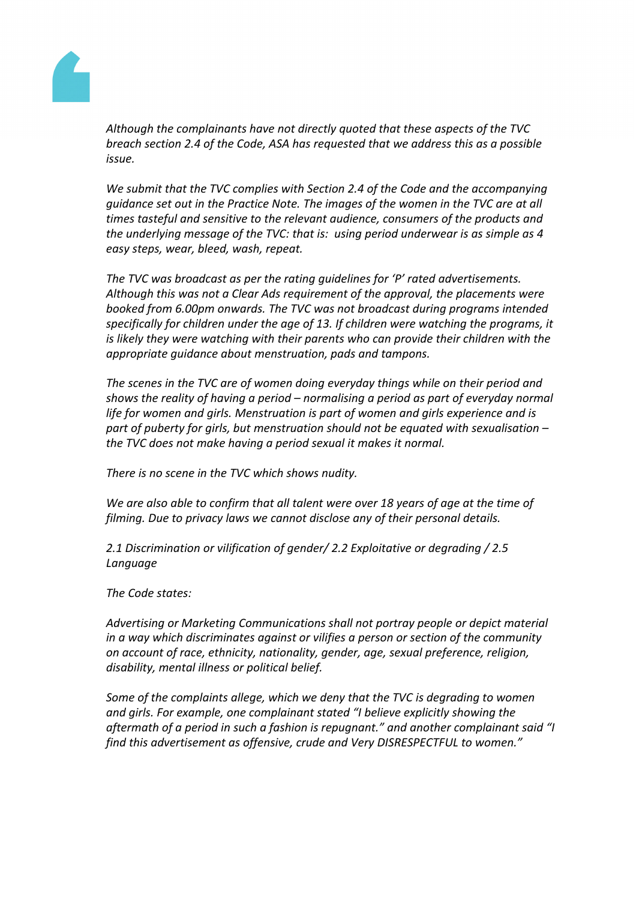*Although the complainants have not directly quoted that these aspects of the TVC breach section 2.4 of the Code, ASA has requested that we address this as a possible issue.*

*We submit that the TVC complies with Section 2.4 of the Code and the accompanying guidance set out in the Practice Note. The images of the women in the TVC are at all times tasteful and sensitive to the relevant audience, consumers of the products and the underlying message of the TVC: that is: using period underwear is as simple as 4 easy steps, wear, bleed, wash, repeat.*

*The TVC was broadcast as per the rating guidelines for 'P' rated advertisements. Although this was not a Clear Ads requirement of the approval, the placements were booked from 6.00pm onwards. The TVC was not broadcast during programs intended specifically for children under the age of 13. If children were watching the programs, it is likely they were watching with their parents who can provide their children with the appropriate guidance about menstruation, pads and tampons.*

*The scenes in the TVC are of women doing everyday things while on their period and shows the reality of having a period – normalising a period as part of everyday normal life for women and girls. Menstruation is part of women and girls experience and is part of puberty for girls, but menstruation should not be equated with sexualisation – the TVC does not make having a period sexual it makes it normal.*

*There is no scene in the TVC which shows nudity.*

*We are also able to confirm that all talent were over 18 years of age at the time of filming. Due to privacy laws we cannot disclose any of their personal details.*

*2.1 Discrimination or vilification of gender/ 2.2 Exploitative or degrading / 2.5 Language*

*The Code states:*

*Advertising or Marketing Communications shall not portray people or depict material in a way which discriminates against or vilifies a person or section of the community on account of race, ethnicity, nationality, gender, age, sexual preference, religion, disability, mental illness or political belief.*

*Some of the complaints allege, which we deny that the TVC is degrading to women and girls. For example, one complainant stated "I believe explicitly showing the aftermath of a period in such a fashion is repugnant." and another complainant said "I find this advertisement as offensive, crude and Very DISRESPECTFUL to women."*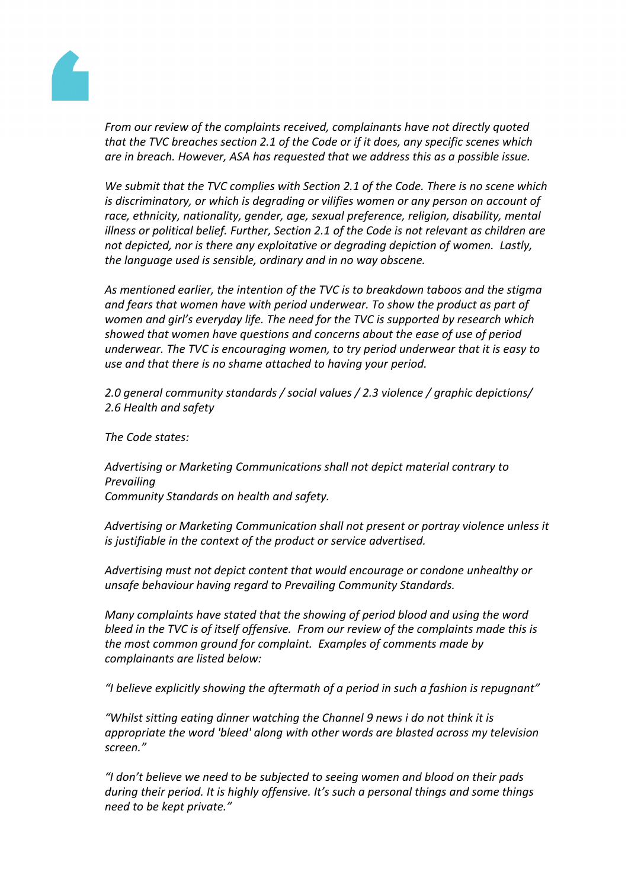*From our review of the complaints received, complainants have not directly quoted that the TVC breaches section 2.1 of the Code or if it does, any specific scenes which are in breach. However, ASA has requested that we address this as a possible issue.*

*We submit that the TVC complies with Section 2.1 of the Code. There is no scene which is discriminatory, or which is degrading or vilifies women or any person on account of race, ethnicity, nationality, gender, age, sexual preference, religion, disability, mental illness or political belief. Further, Section 2.1 of the Code is not relevant as children are not depicted, nor is there any exploitative or degrading depiction of women. Lastly, the language used is sensible, ordinary and in no way obscene.*

*As mentioned earlier, the intention of the TVC is to breakdown taboos and the stigma and fears that women have with period underwear. To show the product as part of women and girl's everyday life. The need for the TVC is supported by research which showed that women have questions and concerns about the ease of use of period underwear. The TVC is encouraging women, to try period underwear that it is easy to use and that there is no shame attached to having your period.*

*2.0 general community standards / social values / 2.3 violence / graphic depictions/ 2.6 Health and safety*

*The Code states:*

*Advertising or Marketing Communications shall not depict material contrary to Prevailing Community Standards on health and safety.*

*Advertising or Marketing Communication shall not present or portray violence unless it is justifiable in the context of the product or service advertised.*

*Advertising must not depict content that would encourage or condone unhealthy or unsafe behaviour having regard to Prevailing Community Standards.*

*Many complaints have stated that the showing of period blood and using the word bleed in the TVC is of itself offensive. From our review of the complaints made this is the most common ground for complaint. Examples of comments made by complainants are listed below:*

*"I believe explicitly showing the aftermath of a period in such a fashion is repugnant"*

*"Whilst sitting eating dinner watching the Channel 9 news i do not think it is appropriate the word 'bleed' along with other words are blasted across my television screen."*

*"I don't believe we need to be subjected to seeing women and blood on their pads during their period. It is highly offensive. It's such a personal things and some things need to be kept private."*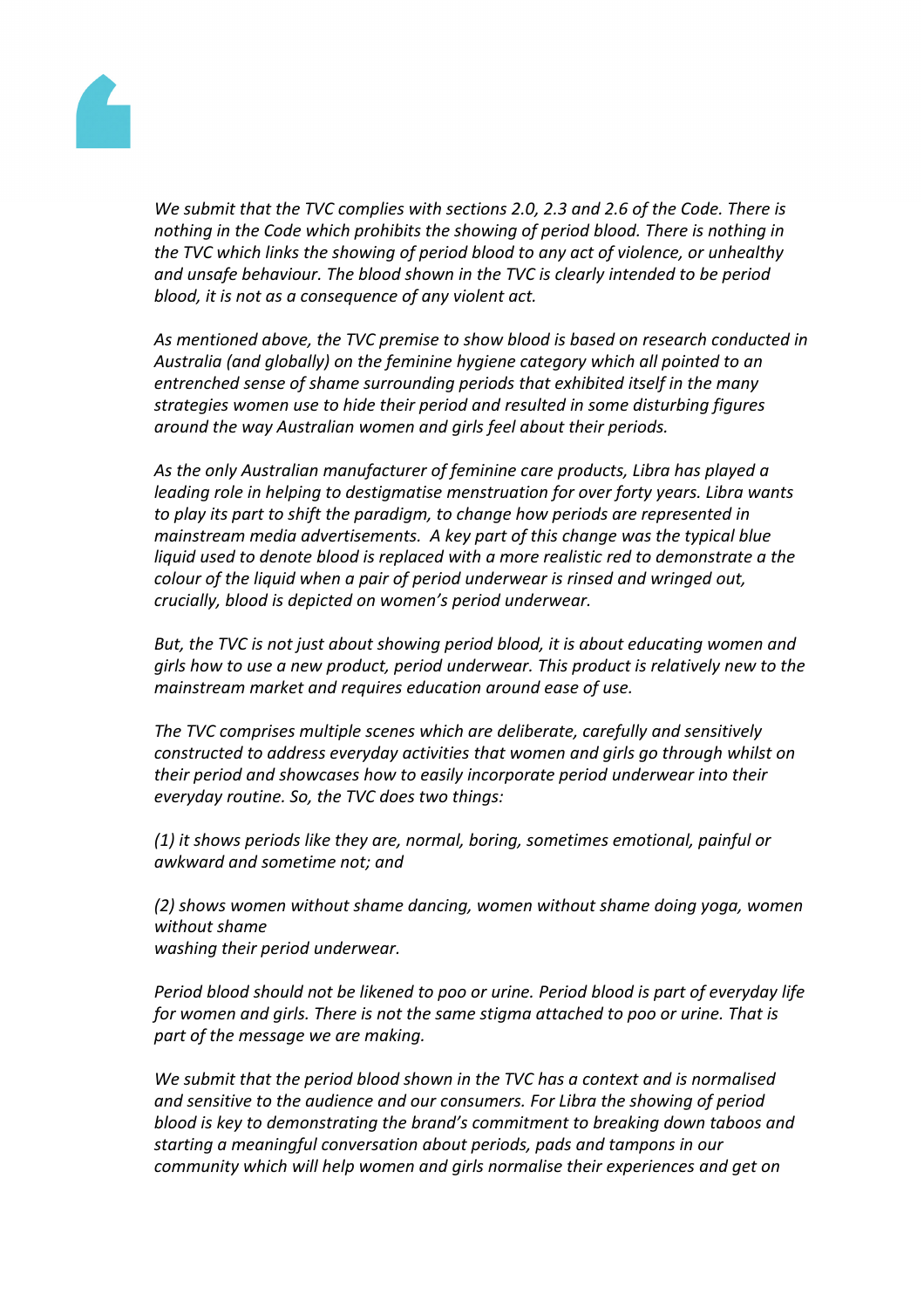*We submit that the TVC complies with sections 2.0, 2.3 and 2.6 of the Code. There is nothing in the Code which prohibits the showing of period blood. There is nothing in the TVC which links the showing of period blood to any act of violence, or unhealthy and unsafe behaviour. The blood shown in the TVC is clearly intended to be period blood, it is not as a consequence of any violent act.*

*As mentioned above, the TVC premise to show blood is based on research conducted in Australia (and globally) on the feminine hygiene category which all pointed to an entrenched sense of shame surrounding periods that exhibited itself in the many strategies women use to hide their period and resulted in some disturbing figures around the way Australian women and girls feel about their periods.*

*As the only Australian manufacturer of feminine care products, Libra has played a leading role in helping to destigmatise menstruation for over forty years. Libra wants to play its part to shift the paradigm, to change how periods are represented in mainstream media advertisements. A key part of this change was the typical blue liquid used to denote blood is replaced with a more realistic red to demonstrate a the colour of the liquid when a pair of period underwear is rinsed and wringed out, crucially, blood is depicted on women's period underwear.*

*But, the TVC is not just about showing period blood, it is about educating women and girls how to use a new product, period underwear. This product is relatively new to the mainstream market and requires education around ease of use.*

*The TVC comprises multiple scenes which are deliberate, carefully and sensitively constructed to address everyday activities that women and girls go through whilst on their period and showcases how to easily incorporate period underwear into their everyday routine. So, the TVC does two things:*

*(1) it shows periods like they are, normal, boring, sometimes emotional, painful or awkward and sometime not; and*

*(2) shows women without shame dancing, women without shame doing yoga, women without shame washing their period underwear.*

*Period blood should not be likened to poo or urine. Period blood is part of everyday life for women and girls. There is not the same stigma attached to poo or urine. That is part of the message we are making.*

*We submit that the period blood shown in the TVC has a context and is normalised and sensitive to the audience and our consumers. For Libra the showing of period blood is key to demonstrating the brand's commitment to breaking down taboos and starting a meaningful conversation about periods, pads and tampons in our community which will help women and girls normalise their experiences and get on*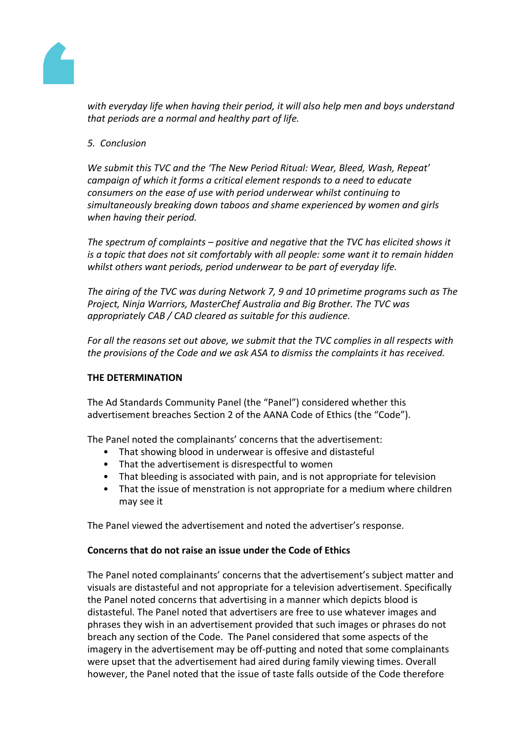*with everyday life when having their period, it will also help men and boys understand that periods are a normal and healthy part of life.*

*5. Conclusion*

*We submit this TVC and the 'The New Period Ritual: Wear, Bleed, Wash, Repeat' campaign of which it forms a critical element responds to a need to educate consumers on the ease of use with period underwear whilst continuing to simultaneously breaking down taboos and shame experienced by women and girls when having their period.*

*The spectrum of complaints – positive and negative that the TVC has elicited shows it is a topic that does not sit comfortably with all people: some want it to remain hidden whilst others want periods, period underwear to be part of everyday life.*

*The airing of the TVC was during Network 7, 9 and 10 primetime programs such as The Project, Ninja Warriors, MasterChef Australia and Big Brother. The TVC was appropriately CAB / CAD cleared as suitable for this audience.*

*For all the reasons set out above, we submit that the TVC complies in all respects with the provisions of the Code and we ask ASA to dismiss the complaints it has received.*

**THE DETERMINATION**

The Ad Standards Community Panel (the "Panel") considered whether this advertisement breaches Section 2 of the AANA Code of Ethics (the "Code").

The Panel noted the complainants' concerns that the advertisement:

- That showing blood in underwear is offesive and distasteful
- That the advertisement is disrespectful to women
- That bleeding is associated with pain, and is not appropriate for television
- That the issue of menstration is not appropriate for a medium where children may see it

The Panel viewed the advertisement and noted the advertiser's response.

**Concerns that do not raise an issue under the Code of Ethics**

The Panel noted complainants' concerns that the advertisement's subject matter and visuals are distasteful and not appropriate for a television advertisement. Specifically the Panel noted concerns that advertising in a manner which depicts blood is distasteful. The Panel noted that advertisers are free to use whatever images and phrases they wish in an advertisement provided that such images or phrases do not breach any section of the Code. The Panel considered that some aspects of the imagery in the advertisement may be off-putting and noted that some complainants were upset that the advertisement had aired during family viewing times. Overall however, the Panel noted that the issue of taste falls outside of the Code therefore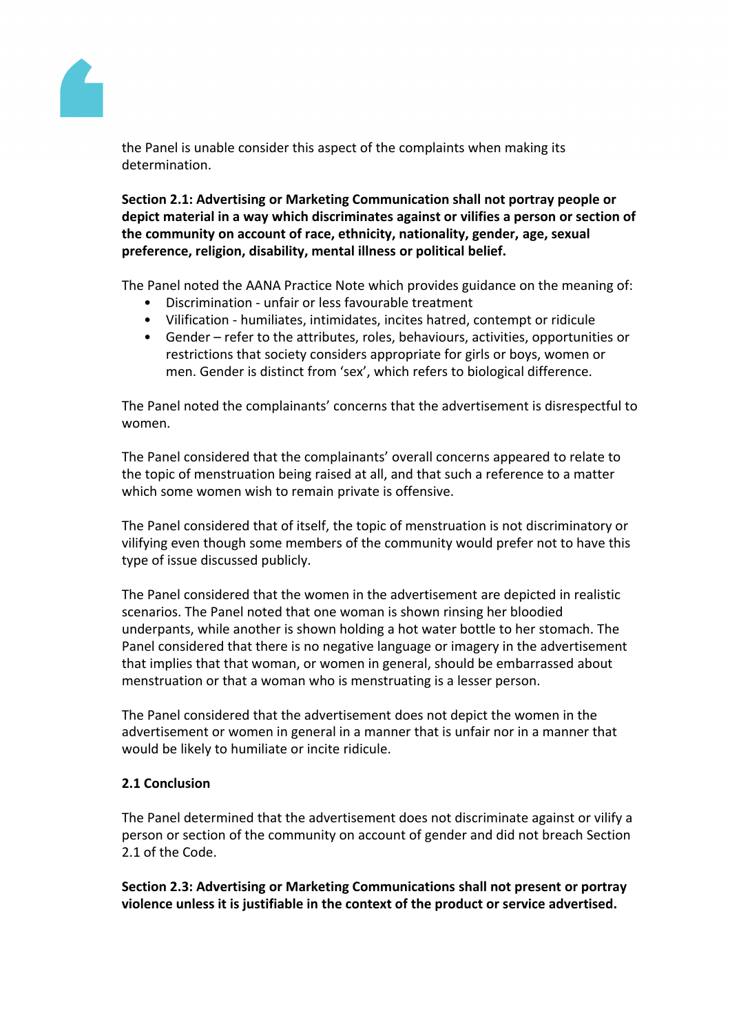the Panel is unable consider this aspect of the complaints when making its determination.

**Section 2.1: Advertising or Marketing Communication shall not portray people or depict material in a way which discriminates against or vilifies a person or section of the community on account of race, ethnicity, nationality, gender, age, sexual preference, religion, disability, mental illness or political belief.**

The Panel noted the AANA Practice Note which provides guidance on the meaning of:

- Discrimination - unfair or less favourable treatment
- Vilification - humiliates, intimidates, incites hatred, contempt or ridicule
- Gender – refer to the attributes, roles, behaviours, activities, opportunities or restrictions that society considers appropriate for girls or boys, women or men. Gender is distinct from 'sex', which refers to biological difference.

The Panel noted the complainants' concerns that the advertisement is disrespectful to women.

The Panel considered that the complainants' overall concerns appeared to relate to the topic of menstruation being raised at all, and that such a reference to a matter which some women wish to remain private is offensive.

The Panel considered that of itself, the topic of menstruation is not discriminatory or vilifying even though some members of the community would prefer not to have this type of issue discussed publicly.

The Panel considered that the women in the advertisement are depicted in realistic scenarios. The Panel noted that one woman is shown rinsing her bloodied underpants, while another is shown holding a hot water bottle to her stomach. The Panel considered that there is no negative language or imagery in the advertisement that implies that that woman, or women in general, should be embarrassed about menstruation or that a woman who is menstruating is a lesser person.

The Panel considered that the advertisement does not depict the women in the advertisement or women in general in a manner that is unfair nor in a manner that would be likely to humiliate or incite ridicule.

**2.1 Conclusion**

The Panel determined that the advertisement does not discriminate against or vilify a person or section of the community on account of gender and did not breach Section 2.1 of the Code.

**Section 2.3: Advertising or Marketing Communications shall not present or portray violence unless it is justifiable in the context of the product or service advertised.**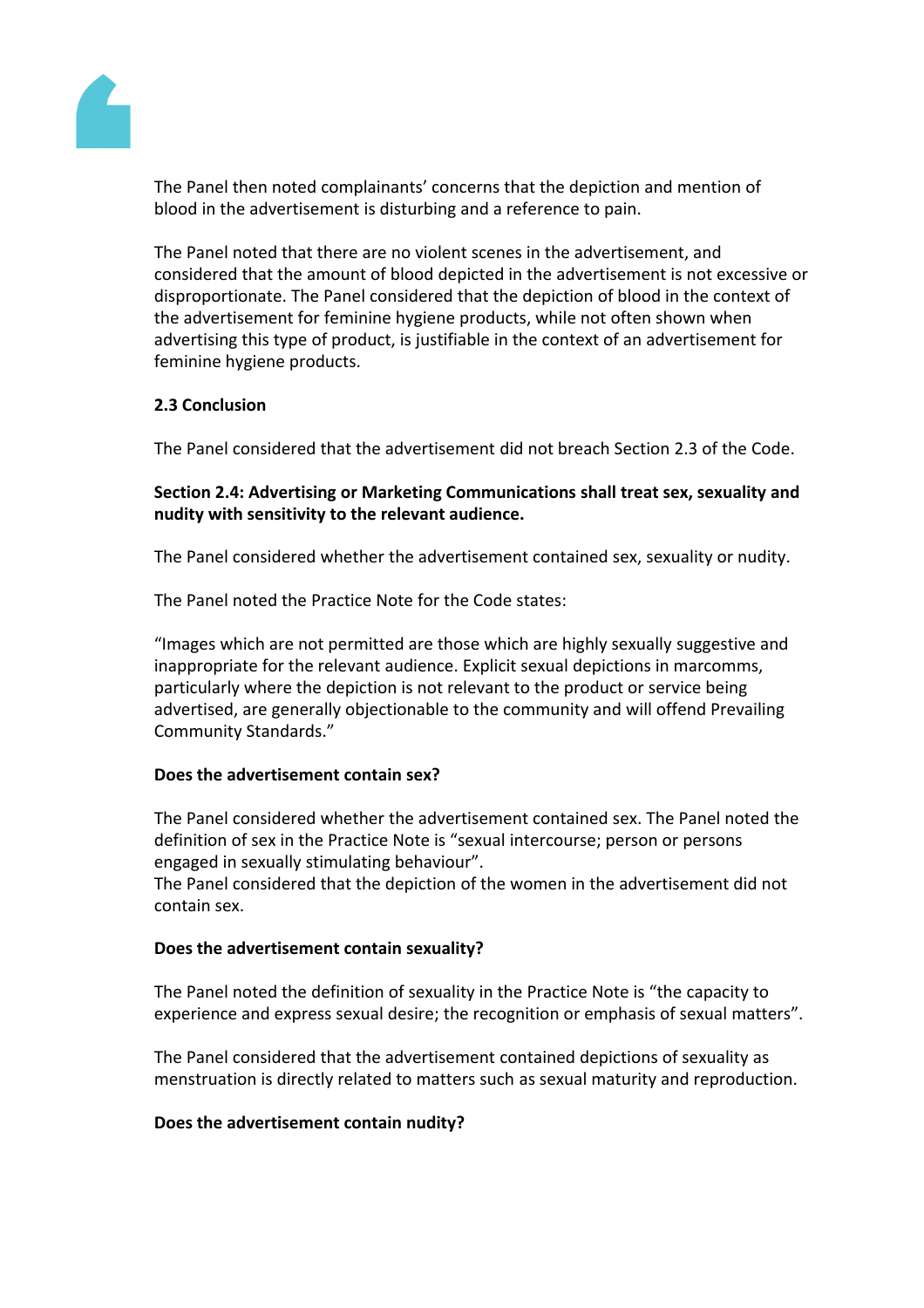The Panel then noted complainants' concerns that the depiction and mention of blood in the advertisement is disturbing and a reference to pain.

The Panel noted that there are no violent scenes in the advertisement, and considered that the amount of blood depicted in the advertisement is not excessive or disproportionate. The Panel considered that the depiction of blood in the context of the advertisement for feminine hygiene products, while not often shown when advertising this type of product, is justifiable in the context of an advertisement for feminine hygiene products.

**2.3 Conclusion**

The Panel considered that the advertisement did not breach Section 2.3 of the Code.

**Section 2.4: Advertising or Marketing Communications shall treat sex, sexuality and nudity with sensitivity to the relevant audience.**

The Panel considered whether the advertisement contained sex, sexuality or nudity.

The Panel noted the Practice Note for the Code states:

"Images which are not permitted are those which are highly sexually suggestive and inappropriate for the relevant audience. Explicit sexual depictions in marcomms, particularly where the depiction is not relevant to the product or service being advertised, are generally objectionable to the community and will offend Prevailing Community Standards."

**Does the advertisement contain sex?**

The Panel considered whether the advertisement contained sex. The Panel noted the definition of sex in the Practice Note is "sexual intercourse; person or persons engaged in sexually stimulating behaviour".
The Panel considered that the depiction of the women in the advertisement did not contain sex.

**Does the advertisement contain sexuality?**

The Panel noted the definition of sexuality in the Practice Note is "the capacity to experience and express sexual desire; the recognition or emphasis of sexual matters".

The Panel considered that the advertisement contained depictions of sexuality as menstruation is directly related to matters such as sexual maturity and reproduction.

**Does the advertisement contain nudity?**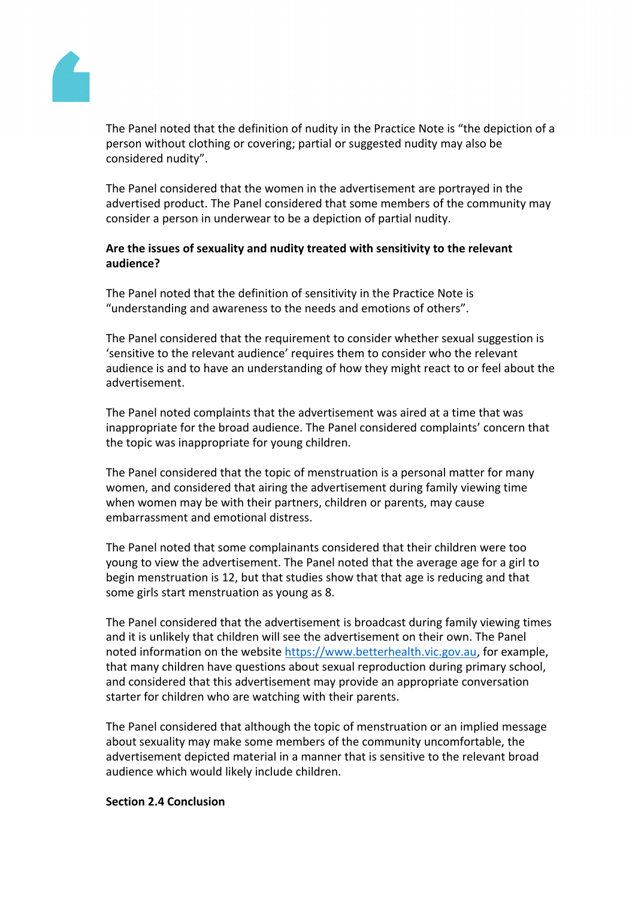The Panel noted that the definition of nudity in the Practice Note is "the depiction of a person without clothing or covering; partial or suggested nudity may also be considered nudity".

The Panel considered that the women in the advertisement are portrayed in the advertised product. The Panel considered that some members of the community may consider a person in underwear to be a depiction of partial nudity.

**Are the issues of sexuality and nudity treated with sensitivity to the relevant audience?**

The Panel noted that the definition of sensitivity in the Practice Note is "understanding and awareness to the needs and emotions of others".

The Panel considered that the requirement to consider whether sexual suggestion is 'sensitive to the relevant audience' requires them to consider who the relevant audience is and to have an understanding of how they might react to or feel about the advertisement.

The Panel noted complaints that the advertisement was aired at a time that was inappropriate for the broad audience. The Panel considered complaints' concern that the topic was inappropriate for young children.

The Panel considered that the topic of menstruation is a personal matter for many women, and considered that airing the advertisement during family viewing time when women may be with their partners, children or parents, may cause embarrassment and emotional distress.

The Panel noted that some complainants considered that their children were too young to view the advertisement. The Panel noted that the average age for a girl to begin menstruation is 12, but that studies show that that age is reducing and that some girls start menstruation as young as 8.

The Panel considered that the advertisement is broadcast during family viewing times and it is unlikely that children will see the advertisement on their own. The Panel noted information on the website https://www.betterhealth.vic.gov.au, for example, that many children have questions about sexual reproduction during primary school, and considered that this advertisement may provide an appropriate conversation starter for children who are watching with their parents.

The Panel considered that although the topic of menstruation or an implied message about sexuality may make some members of the community uncomfortable, the advertisement depicted material in a manner that is sensitive to the relevant broad audience which would likely include children.

**Section 2.4 Conclusion**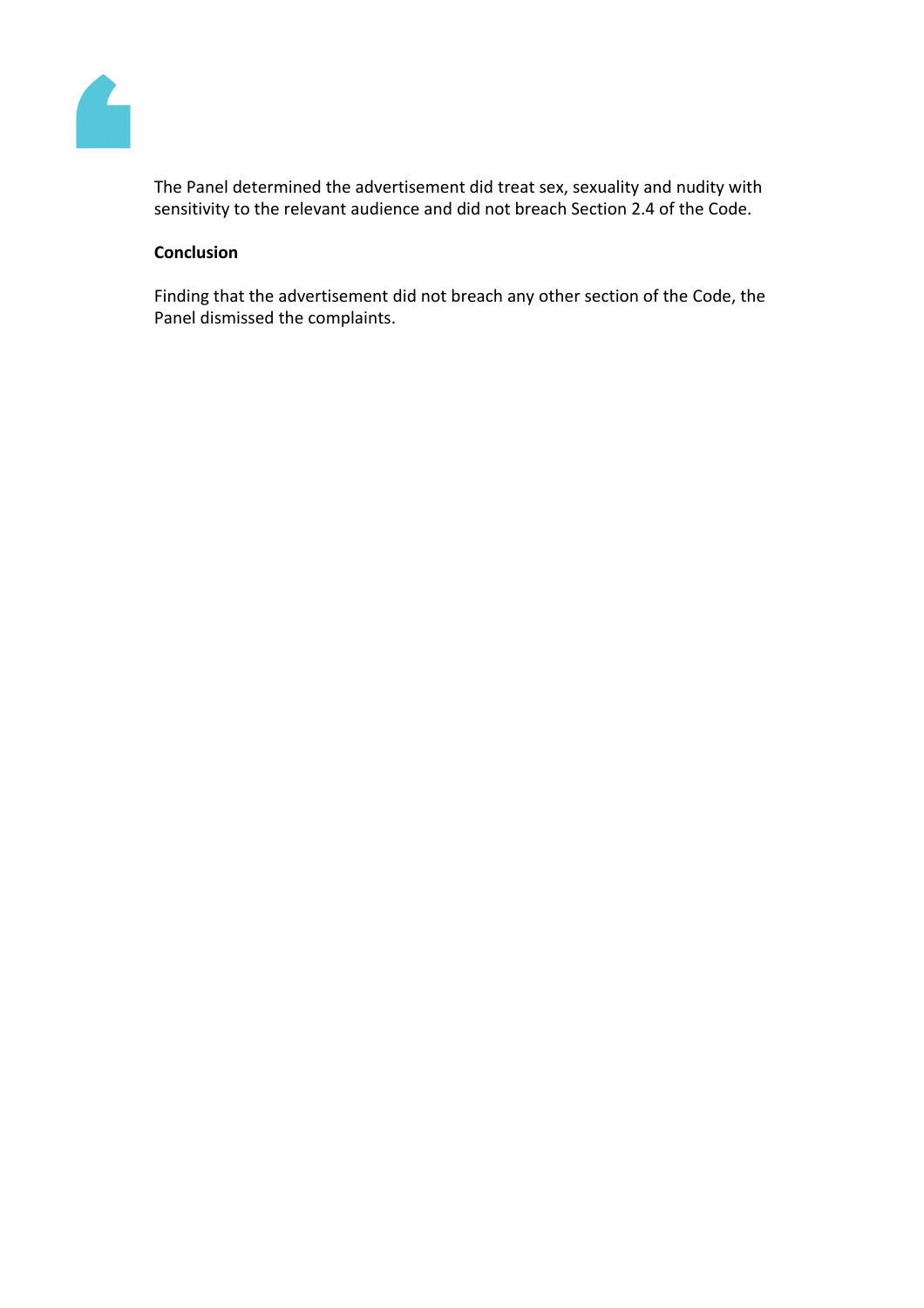The Panel determined the advertisement did treat sex, sexuality and nudity with sensitivity to the relevant audience and did not breach Section 2.4 of the Code.

**Conclusion**

Finding that the advertisement did not breach any other section of the Code, the Panel dismissed the complaints.